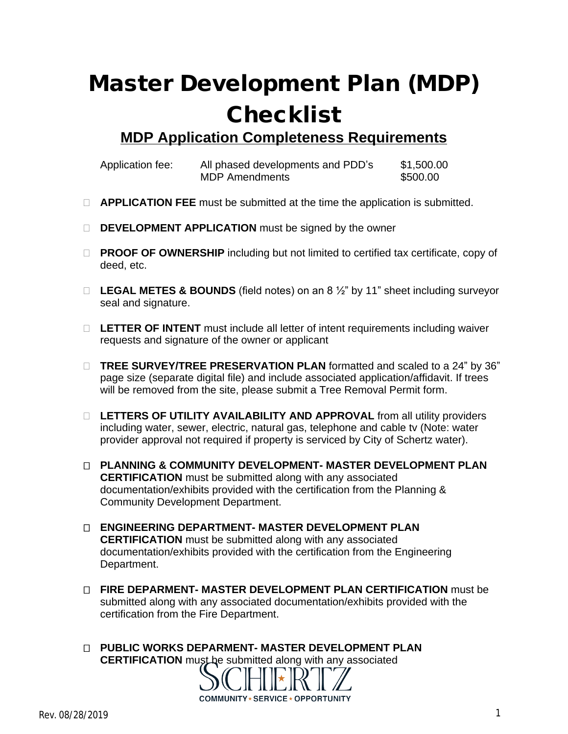# Master Development Plan (MDP) Checklist

## MDP Application Completeness Requirements

| Application fee: | All phased developments and PDD's | $1,500.00 |
|---|---|---|
| | MDP Amendments | $500.00 |

- ☐ **APPLICATION FEE** must be submitted at the time the application is submitted.

- ☐ **DEVELOPMENT APPLICATION** must be signed by the owner

- ☐ **PROOF OF OWNERSHIP** including but not limited to certified tax certificate, copy of deed, etc.

- ☐ **LEGAL METES & BOUNDS** (field notes) on an 8 ½" by 11" sheet including surveyor seal and signature.

- ☐ **LETTER OF INTENT** must include all letter of intent requirements including waiver requests and signature of the owner or applicant

- ☐ **TREE SURVEY/TREE PRESERVATION PLAN** formatted and scaled to a 24" by 36" page size (separate digital file) and include associated application/affidavit. If trees will be removed from the site, please submit a Tree Removal Permit form.

- ☐ **LETTERS OF UTILITY AVAILABILITY AND APPROVAL** from all utility providers including water, sewer, electric, natural gas, telephone and cable tv (Note: water provider approval not required if property is serviced by City of Schertz water).

- ☐ **PLANNING & COMMUNITY DEVELOPMENT- MASTER DEVELOPMENT PLAN CERTIFICATION** must be submitted along with any associated documentation/exhibits provided with the certification from the Planning & Community Development Department.

- ☐ **ENGINEERING DEPARTMENT- MASTER DEVELOPMENT PLAN CERTIFICATION** must be submitted along with any associated documentation/exhibits provided with the certification from the Engineering Department.

- ☐ **FIRE DEPARMENT- MASTER DEVELOPMENT PLAN CERTIFICATION** must be submitted along with any associated documentation/exhibits provided with the certification from the Fire Department.

- ☐ **PUBLIC WORKS DEPARMENT- MASTER DEVELOPMENT PLAN CERTIFICATION** must be submitted along with any associated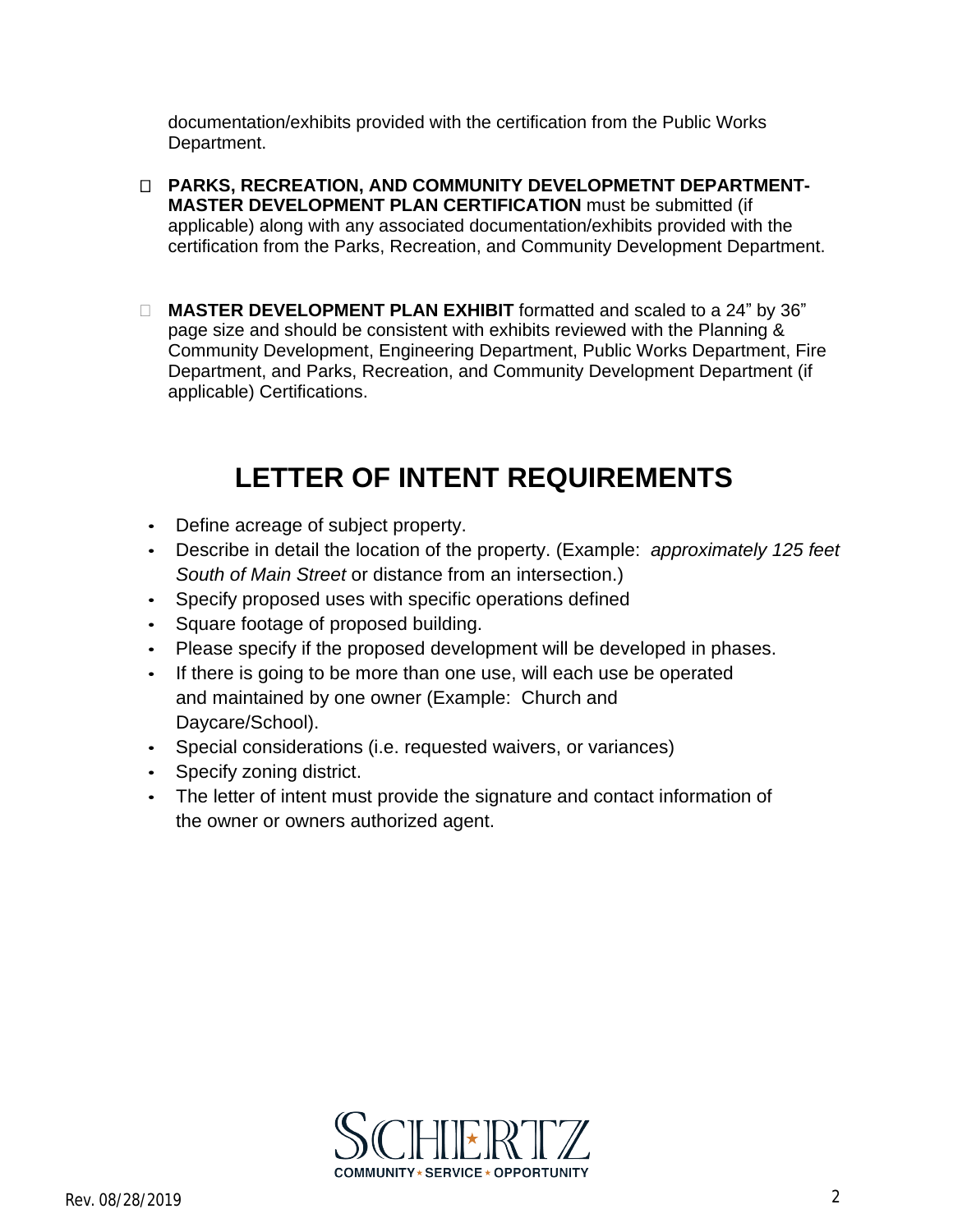documentation/exhibits provided with the certification from the Public Works Department.

- ☐ **PARKS, RECREATION, AND COMMUNITY DEVELOPMETNT DEPARTMENT- MASTER DEVELOPMENT PLAN CERTIFICATION** must be submitted (if applicable) along with any associated documentation/exhibits provided with the certification from the Parks, Recreation, and Community Development Department.

- ☐ **MASTER DEVELOPMENT PLAN EXHIBIT** formatted and scaled to a 24" by 36" page size and should be consistent with exhibits reviewed with the Planning & Community Development, Engineering Department, Public Works Department, Fire Department, and Parks, Recreation, and Community Development Department (if applicable) Certifications.

# LETTER OF INTENT REQUIREMENTS

- Define acreage of subject property.
- Describe in detail the location of the property. (Example: *approximately 125 feet South of Main Street* or distance from an intersection.)
- Specify proposed uses with specific operations defined
- Square footage of proposed building.
- Please specify if the proposed development will be developed in phases.
- If there is going to be more than one use, will each use be operated and maintained by one owner (Example: Church and Daycare/School).
- Special considerations (i.e. requested waivers, or variances)
- Specify zoning district.
- The letter of intent must provide the signature and contact information of the owner or owners authorized agent.

SCHERTZ
COMMUNITY ★ SERVICE ★ OPPORTUNITY

Rev. 08/28/2019